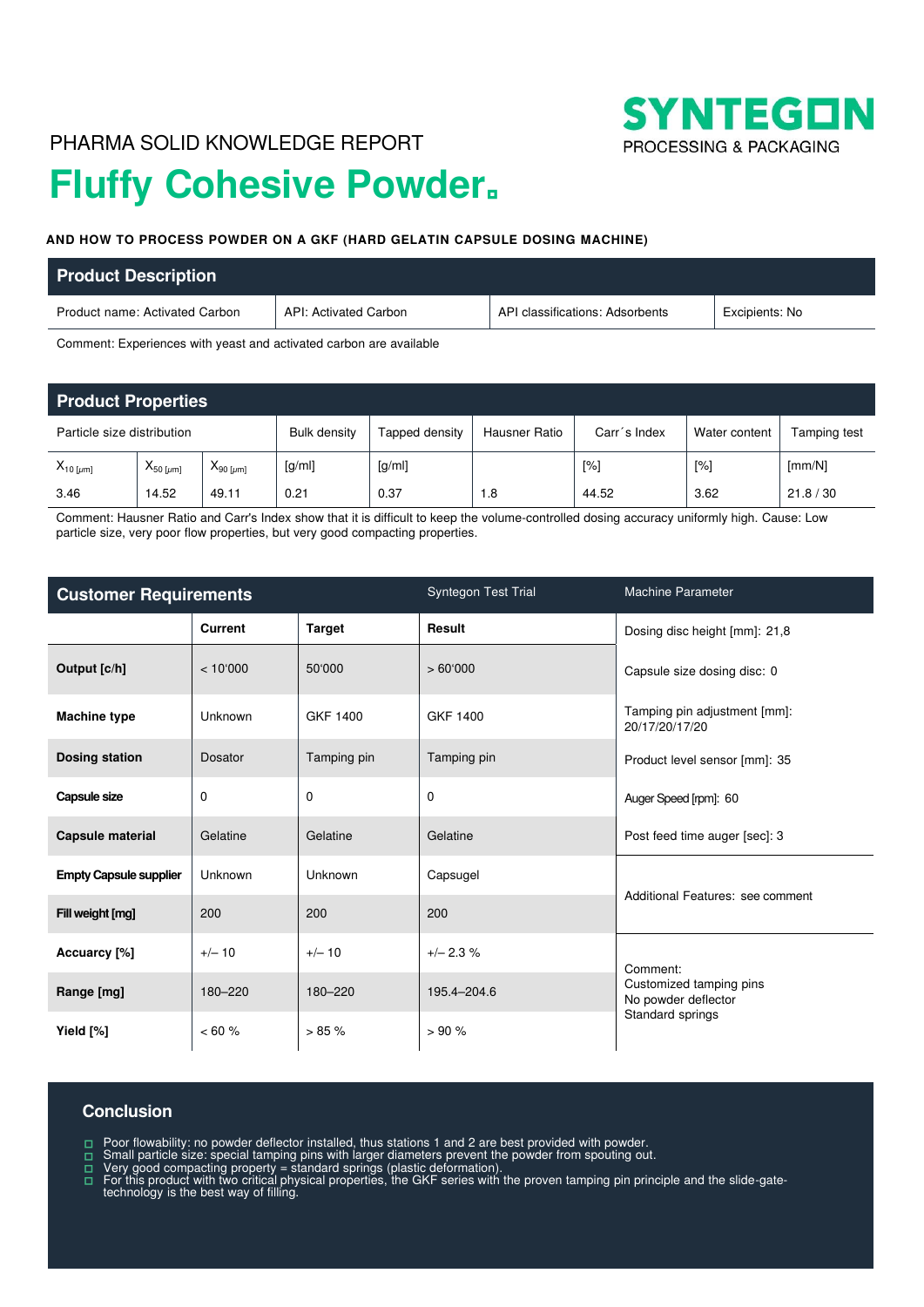PHARMA SOLID KNOWLEDGE REPORT

# Fluffy Cohesive Powder.

SYNTEGON PROCESSING & PACKAGING

**AND HOW TO PROCESS POWDER ON A GKF (HARD GELATIN CAPSULE DOSING MACHINE)**

## Product Description

| Product name: Activated Carbon | API: Activated Carbon | API classifications: Adsorbents | Excipients: No |
|---|---|---|---|

Comment: Experiences with yeast and activated carbon are available

## Product Properties

| Particle size distribution | | | Bulk density | Tapped density | Hausner Ratio | Carr´s Index | Water content | Tamping test |
|---|---|---|---|---|---|---|---|---|
| $X_{10\,[\mu m]}$ | $X_{50\,[\mu m]}$ | $X_{90\,[\mu m]}$ | [g/ml] | [g/ml] | | [%] | [%] | [mm/N] |
| 3.46 | 14.52 | 49.11 | 0.21 | 0.37 | 1.8 | 44.52 | 3.62 | 21.8 / 30 |

Comment: Hausner Ratio and Carr's Index show that it is difficult to keep the volume-controlled dosing accuracy uniformly high. Cause: Low particle size, very poor flow properties, but very good compacting properties.

## Customer Requirements

| | Current | Target | Syntegon Test Trial: Result | Machine Parameter |
|---|---|---|---|---|
| **Output [c/h]** | < 10'000 | 50'000 | > 60'000 | Dosing disc height [mm]: 21,8 |
| **Machine type** | Unknown | GKF 1400 | GKF 1400 | Capsule size dosing disc: 0 |
| **Dosing station** | Dosator | Tamping pin | Tamping pin | Tamping pin adjustment [mm]: 20/17/20/17/20 |
| **Capsule size** | 0 | 0 | 0 | Product level sensor [mm]: 35 |
| **Capsule material** | Gelatine | Gelatine | Gelatine | Auger Speed [rpm]: 60 |
| **Empty Capsule supplier** | Unknown | Unknown | Capsugel | Post feed time auger [sec]: 3 |
| **Fill weight [mg]** | 200 | 200 | 200 | Additional Features: see comment |
| **Accuracy [%]** | +/– 10 | +/– 10 | +/– 2.3 % | Comment: Customized tamping pins, No powder deflector, Standard springs |
| **Range [mg]** | 180–220 | 180–220 | 195.4–204.6 | |
| **Yield [%]** | < 60 % | > 85 % | > 90 % | |

## Conclusion

- Poor flowability: no powder deflector installed, thus stations 1 and 2 are best provided with powder.
- Small particle size: special tamping pins with larger diameters prevent the powder from spouting out.
- Very good compacting property = standard springs (plastic deformation).
- For this product with two critical physical properties, the GKF series with the proven tamping pin principle and the slide-gate-technology is the best way of filling.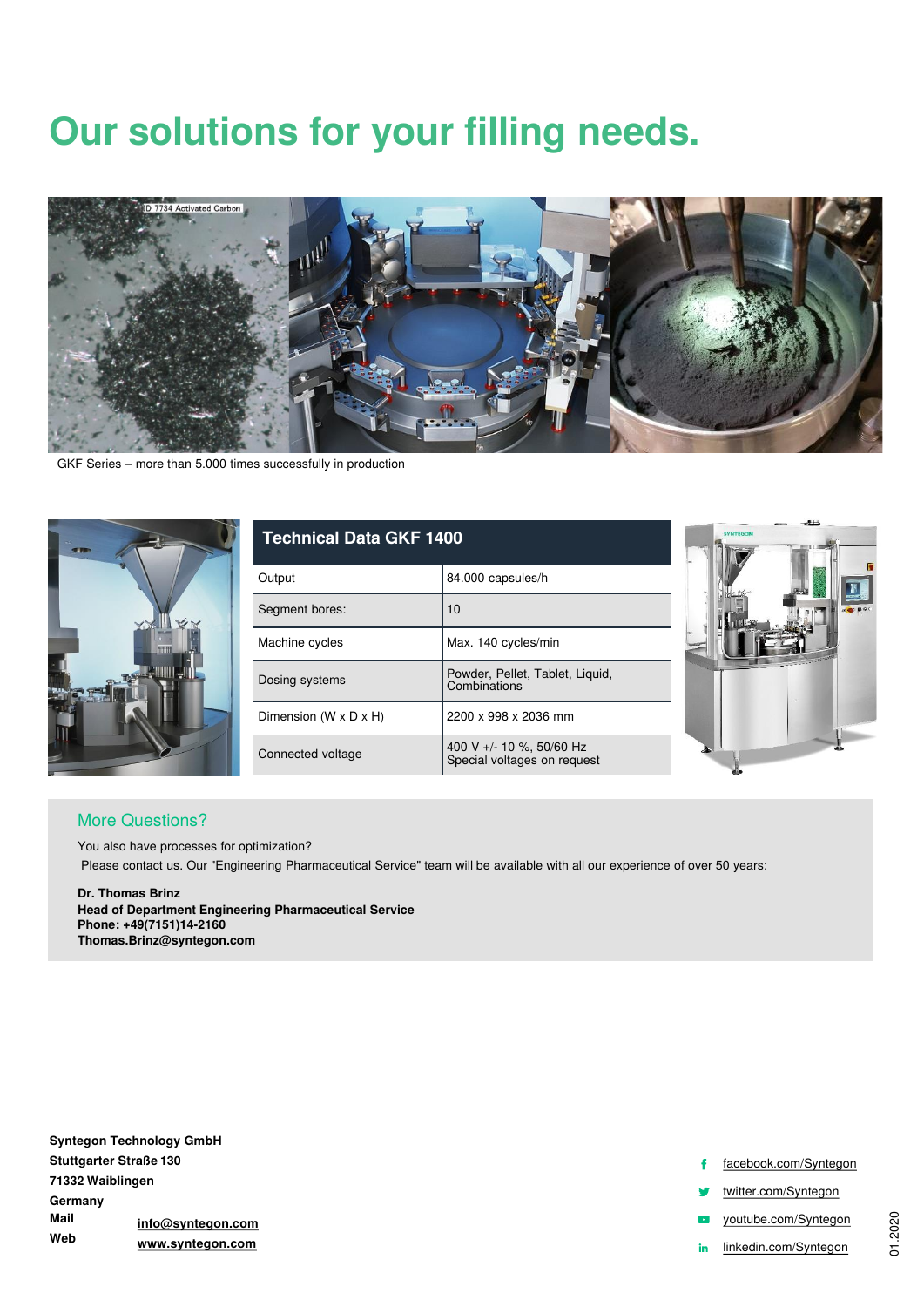# Our solutions for your filling needs.

GKF Series – more than 5.000 times successfully in production

| Technical Data GKF 1400 | |
|---|---|
| Output | 84.000 capsules/h |
| Segment bores: | 10 |
| Machine cycles | Max. 140 cycles/min |
| Dosing systems | Powder, Pellet, Tablet, Liquid, Combinations |
| Dimension (W x D x H) | 2200 x 998 x 2036 mm |
| Connected voltage | 400 V +/- 10 %, 50/60 Hz<br>Special voltages on request |

## More Questions?

You also have processes for optimization?

Please contact us. Our "Engineering Pharmaceutical Service" team will be available with all our experience of over 50 years:

**Dr. Thomas Brinz**
**Head of Department Engineering Pharmaceutical Service**
**Phone: +49(7151)14-2160**
**Thomas.Brinz@syntegon.com**

**Syntegon Technology GmbH**
**Stuttgarter Straße 130**
**71332 Waiblingen**
**Germany**
**Mail** info@syntegon.com
**Web** www.syntegon.com

facebook.com/Syntegon
twitter.com/Syntegon
youtube.com/Syntegon
linkedin.com/Syntegon

01.2020